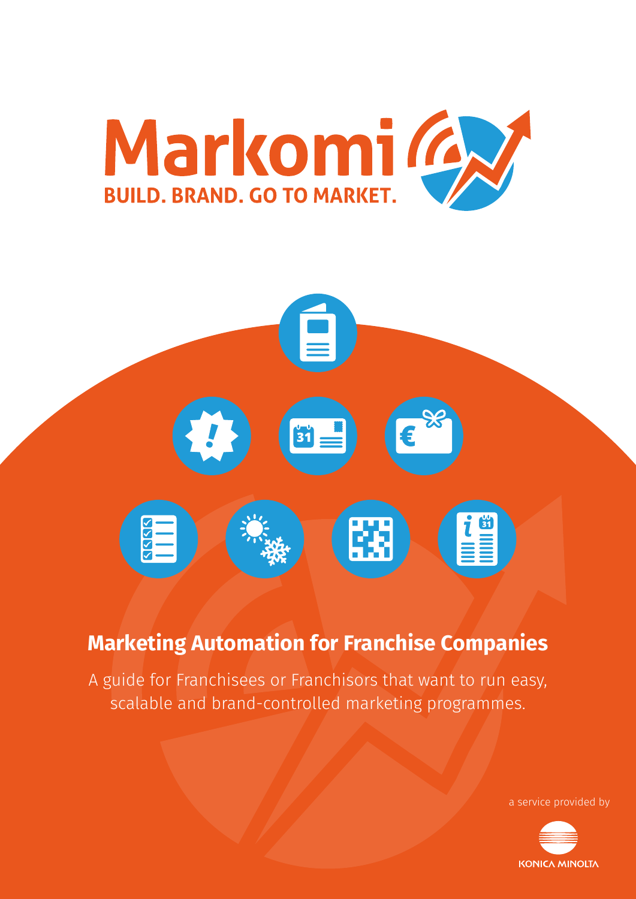# Markomi

**BUILD. BRAND. GO TO MARKET.**

## Marketing Automation for Franchise Companies

A guide for Franchisees or Franchisors that want to run easy, scalable and brand-controlled marketing programmes.

a service provided by

KONICA MINOLTA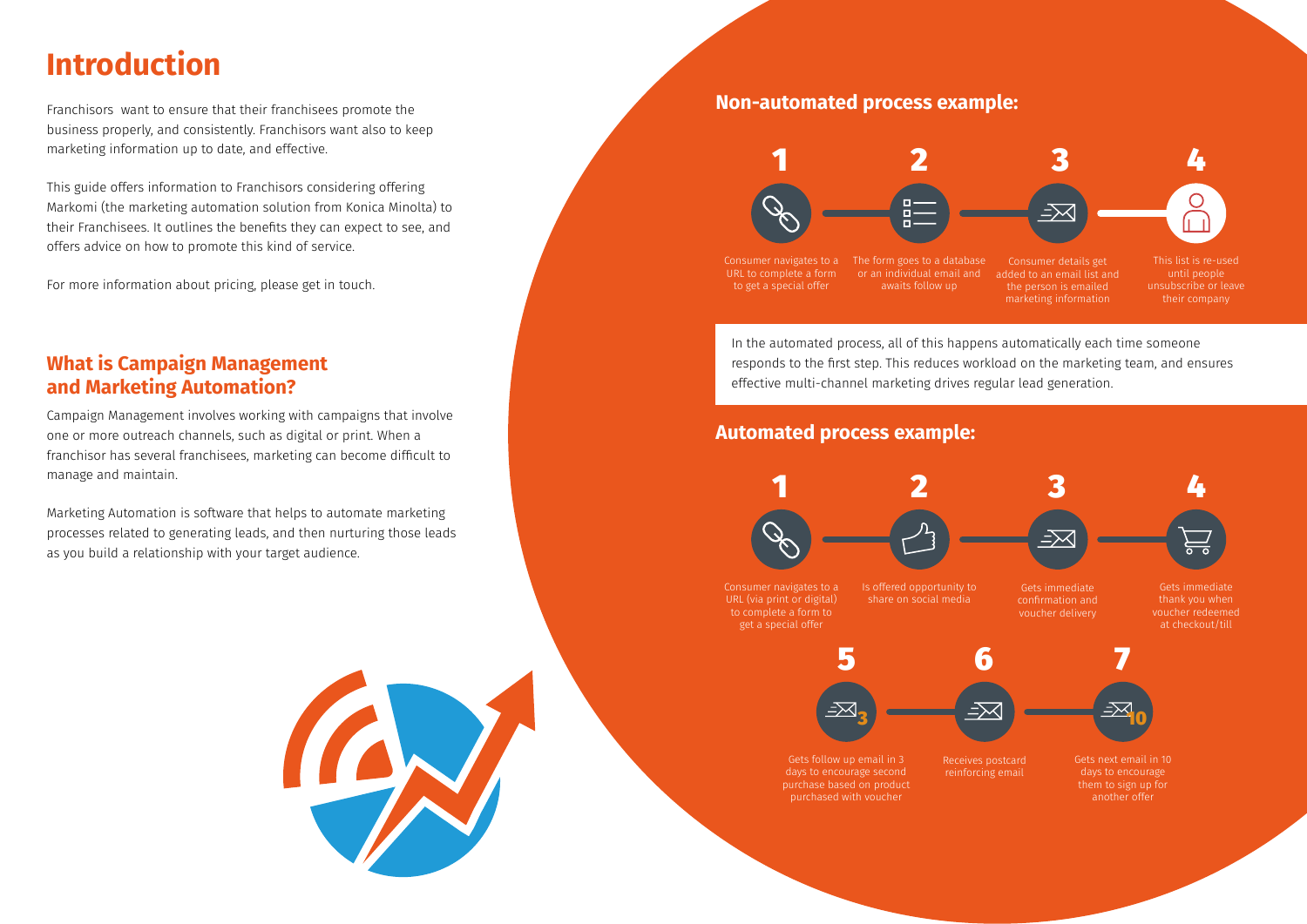# Introduction

Franchisors want to ensure that their franchisees promote the business properly, and consistently. Franchisors want also to keep marketing information up to date, and effective.

This guide offers information to Franchisors considering offering Markomi (the marketing automation solution from Konica Minolta) to their Franchisees. It outlines the benefits they can expect to see, and offers advice on how to promote this kind of service.

For more information about pricing, please get in touch.

## What is Campaign Management and Marketing Automation?

Campaign Management involves working with campaigns that involve one or more outreach channels, such as digital or print. When a franchisor has several franchisees, marketing can become difficult to manage and maintain.

Marketing Automation is software that helps to automate marketing processes related to generating leads, and then nurturing those leads as you build a relationship with your target audience.

## Non-automated process example:

1. Consumer navigates to a URL to complete a form to get a special offer
2. The form goes to a database or an individual email and awaits follow up
3. Consumer details get added to an email list and the person is emailed marketing information
4. This list is re-used until people unsubscribe or leave their company

In the automated process, all of this happens automatically each time someone responds to the first step. This reduces workload on the marketing team, and ensures effective multi-channel marketing drives regular lead generation.

## Automated process example:

1. Consumer navigates to a URL (via print or digital) to complete a form to get a special offer
2. Is offered opportunity to share on social media
3. Gets immediate confirmation and voucher delivery
4. Gets immediate thank you when voucher redeemed at checkout/till
5. Gets follow up email in 3 days to encourage second purchase based on product purchased with voucher
6. Receives postcard reinforcing email
7. Gets next email in 10 days to encourage them to sign up for another offer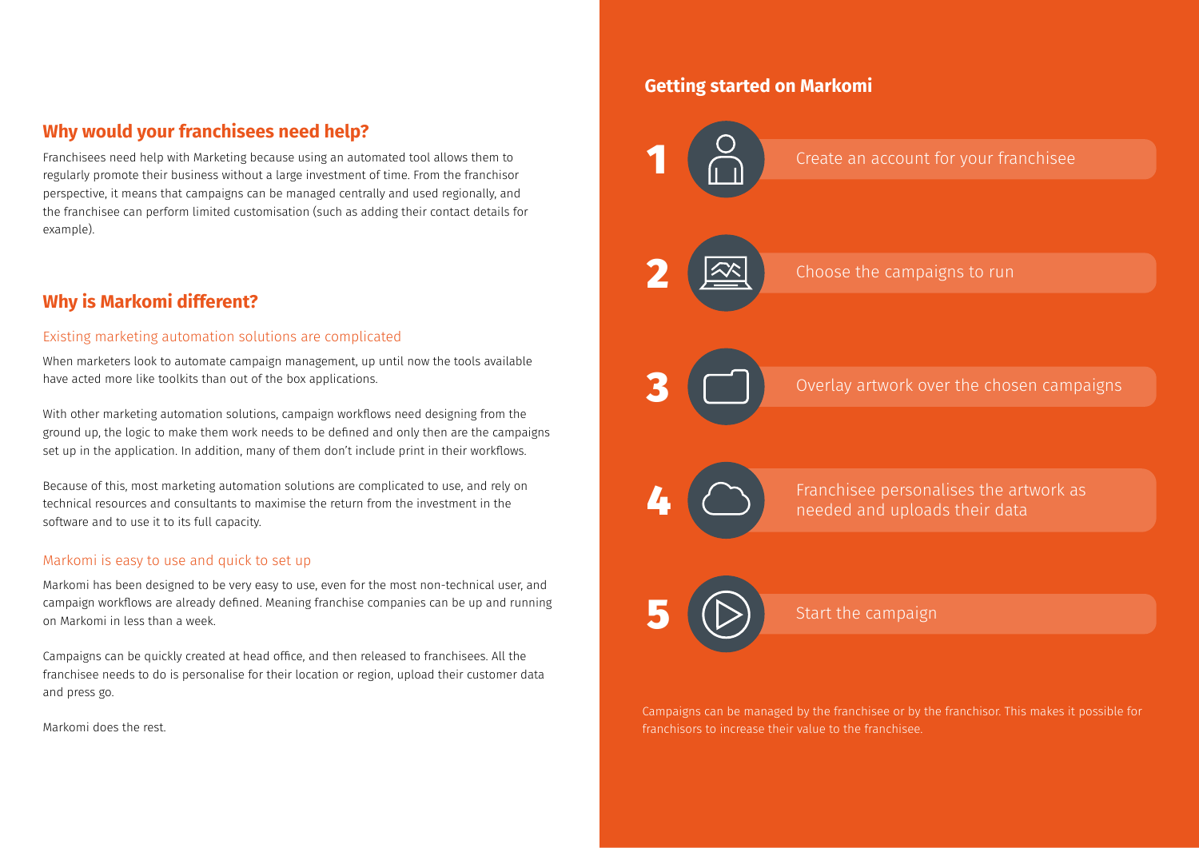## Why would your franchisees need help?

Franchisees need help with Marketing because using an automated tool allows them to regularly promote their business without a large investment of time. From the franchisor perspective, it means that campaigns can be managed centrally and used regionally, and the franchisee can perform limited customisation (such as adding their contact details for example).

## Why is Markomi different?

### Existing marketing automation solutions are complicated

When marketers look to automate campaign management, up until now the tools available have acted more like toolkits than out of the box applications.

With other marketing automation solutions, campaign workflows need designing from the ground up, the logic to make them work needs to be defined and only then are the campaigns set up in the application. In addition, many of them don't include print in their workflows.

Because of this, most marketing automation solutions are complicated to use, and rely on technical resources and consultants to maximise the return from the investment in the software and to use it to its full capacity.

### Markomi is easy to use and quick to set up

Markomi has been designed to be very easy to use, even for the most non-technical user, and campaign workflows are already defined. Meaning franchise companies can be up and running on Markomi in less than a week.

Campaigns can be quickly created at head office, and then released to franchisees. All the franchisee needs to do is personalise for their location or region, upload their customer data and press go.

Markomi does the rest.

## Getting started on Markomi

1. Create an account for your franchisee
2. Choose the campaigns to run
3. Overlay artwork over the chosen campaigns
4. Franchisee personalises the artwork as needed and uploads their data
5. Start the campaign

Campaigns can be managed by the franchisee or by the franchisor. This makes it possible for franchisors to increase their value to the franchisee.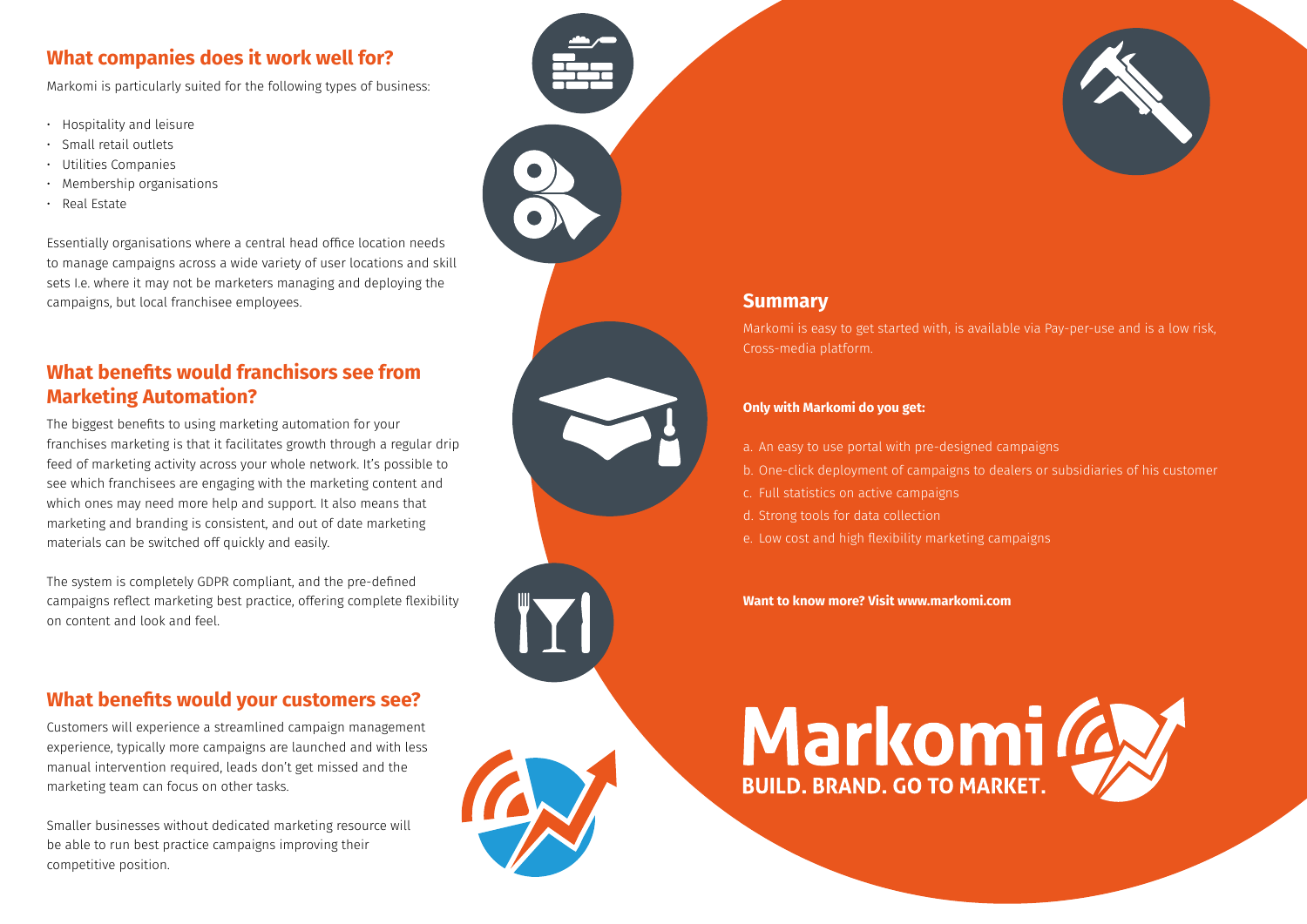## What companies does it work well for?

Markomi is particularly suited for the following types of business:

- Hospitality and leisure
- Small retail outlets
- Utilities Companies
- Membership organisations
- Real Estate

Essentially organisations where a central head office location needs to manage campaigns across a wide variety of user locations and skill sets I.e. where it may not be marketers managing and deploying the campaigns, but local franchisee employees.

## What benefits would franchisors see from Marketing Automation?

The biggest benefits to using marketing automation for your franchises marketing is that it facilitates growth through a regular drip feed of marketing activity across your whole network. It's possible to see which franchisees are engaging with the marketing content and which ones may need more help and support. It also means that marketing and branding is consistent, and out of date marketing materials can be switched off quickly and easily.

The system is completely GDPR compliant, and the pre-defined campaigns reflect marketing best practice, offering complete flexibility on content and look and feel.

## What benefits would your customers see?

Customers will experience a streamlined campaign management experience, typically more campaigns are launched and with less manual intervention required, leads don't get missed and the marketing team can focus on other tasks.

Smaller businesses without dedicated marketing resource will be able to run best practice campaigns improving their competitive position.

## Summary

Markomi is easy to get started with, is available via Pay-per-use and is a low risk, Cross-media platform.

**Only with Markomi do you get:**

a. An easy to use portal with pre-designed campaigns
b. One-click deployment of campaigns to dealers or subsidiaries of his customer
c. Full statistics on active campaigns
d. Strong tools for data collection
e. Low cost and high flexibility marketing campaigns

**Want to know more? Visit www.markomi.com**

Markomi
BUILD. BRAND. GO TO MARKET.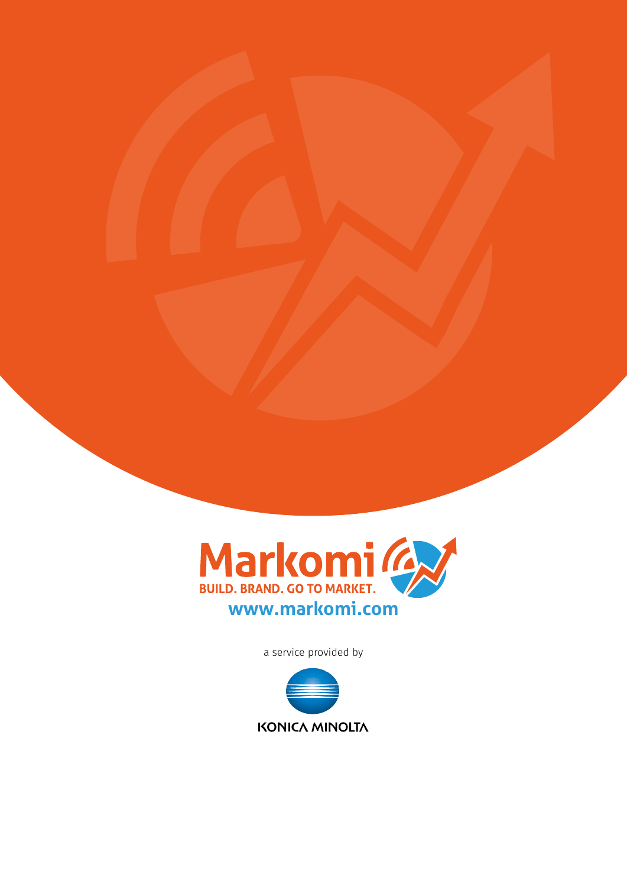Markomi

BUILD. BRAND. GO TO MARKET.

www.markomi.com

a service provided by

KONICA MINOLTA